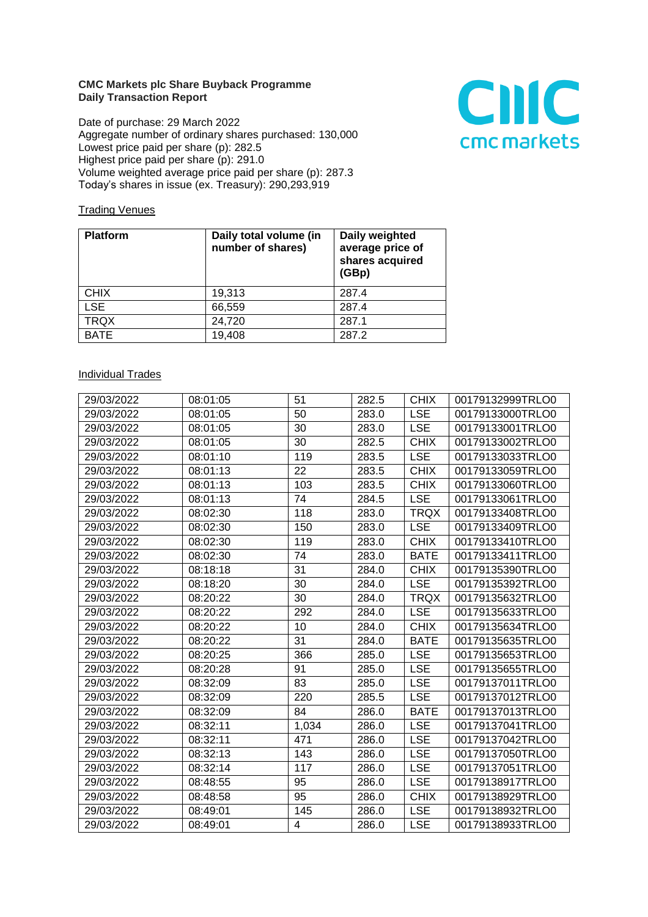**CMC Markets plc Share Buyback Programme**
**Daily Transaction Report**

Date of purchase: 29 March 2022
Aggregate number of ordinary shares purchased: 130,000
Lowest price paid per share (p): 282.5
Highest price paid per share (p): 291.0
Volume weighted average price paid per share (p): 287.3
Today's shares in issue (ex. Treasury): 290,293,919

Trading Venues

| Platform | Daily total volume (in number of shares) | Daily weighted average price of shares acquired (GBp) |
|---|---|---|
| CHIX | 19,313 | 287.4 |
| LSE | 66,559 | 287.4 |
| TRQX | 24,720 | 287.1 |
| BATE | 19,408 | 287.2 |

Individual Trades

| | | | | | |
|---|---|---|---|---|---|
| 29/03/2022 | 08:01:05 | 51 | 282.5 | CHIX | 00179132999TRLO0 |
| 29/03/2022 | 08:01:05 | 50 | 283.0 | LSE | 00179133000TRLO0 |
| 29/03/2022 | 08:01:05 | 30 | 283.0 | LSE | 00179133001TRLO0 |
| 29/03/2022 | 08:01:05 | 30 | 282.5 | CHIX | 00179133002TRLO0 |
| 29/03/2022 | 08:01:10 | 119 | 283.5 | LSE | 00179133033TRLO0 |
| 29/03/2022 | 08:01:13 | 22 | 283.5 | CHIX | 00179133059TRLO0 |
| 29/03/2022 | 08:01:13 | 103 | 283.5 | CHIX | 00179133060TRLO0 |
| 29/03/2022 | 08:01:13 | 74 | 284.5 | LSE | 00179133061TRLO0 |
| 29/03/2022 | 08:02:30 | 118 | 283.0 | TRQX | 00179133408TRLO0 |
| 29/03/2022 | 08:02:30 | 150 | 283.0 | LSE | 00179133409TRLO0 |
| 29/03/2022 | 08:02:30 | 119 | 283.0 | CHIX | 00179133410TRLO0 |
| 29/03/2022 | 08:02:30 | 74 | 283.0 | BATE | 00179133411TRLO0 |
| 29/03/2022 | 08:18:18 | 31 | 284.0 | CHIX | 00179135390TRLO0 |
| 29/03/2022 | 08:18:20 | 30 | 284.0 | LSE | 00179135392TRLO0 |
| 29/03/2022 | 08:20:22 | 30 | 284.0 | TRQX | 00179135632TRLO0 |
| 29/03/2022 | 08:20:22 | 292 | 284.0 | LSE | 00179135633TRLO0 |
| 29/03/2022 | 08:20:22 | 10 | 284.0 | CHIX | 00179135634TRLO0 |
| 29/03/2022 | 08:20:22 | 31 | 284.0 | BATE | 00179135635TRLO0 |
| 29/03/2022 | 08:20:25 | 366 | 285.0 | LSE | 00179135653TRLO0 |
| 29/03/2022 | 08:20:28 | 91 | 285.0 | LSE | 00179135655TRLO0 |
| 29/03/2022 | 08:32:09 | 83 | 285.0 | LSE | 00179137011TRLO0 |
| 29/03/2022 | 08:32:09 | 220 | 285.5 | LSE | 00179137012TRLO0 |
| 29/03/2022 | 08:32:09 | 84 | 286.0 | BATE | 00179137013TRLO0 |
| 29/03/2022 | 08:32:11 | 1,034 | 286.0 | LSE | 00179137041TRLO0 |
| 29/03/2022 | 08:32:11 | 471 | 286.0 | LSE | 00179137042TRLO0 |
| 29/03/2022 | 08:32:13 | 143 | 286.0 | LSE | 00179137050TRLO0 |
| 29/03/2022 | 08:32:14 | 117 | 286.0 | LSE | 00179137051TRLO0 |
| 29/03/2022 | 08:48:55 | 95 | 286.0 | LSE | 00179138917TRLO0 |
| 29/03/2022 | 08:48:58 | 95 | 286.0 | CHIX | 00179138929TRLO0 |
| 29/03/2022 | 08:49:01 | 145 | 286.0 | LSE | 00179138932TRLO0 |
| 29/03/2022 | 08:49:01 | 4 | 286.0 | LSE | 00179138933TRLO0 |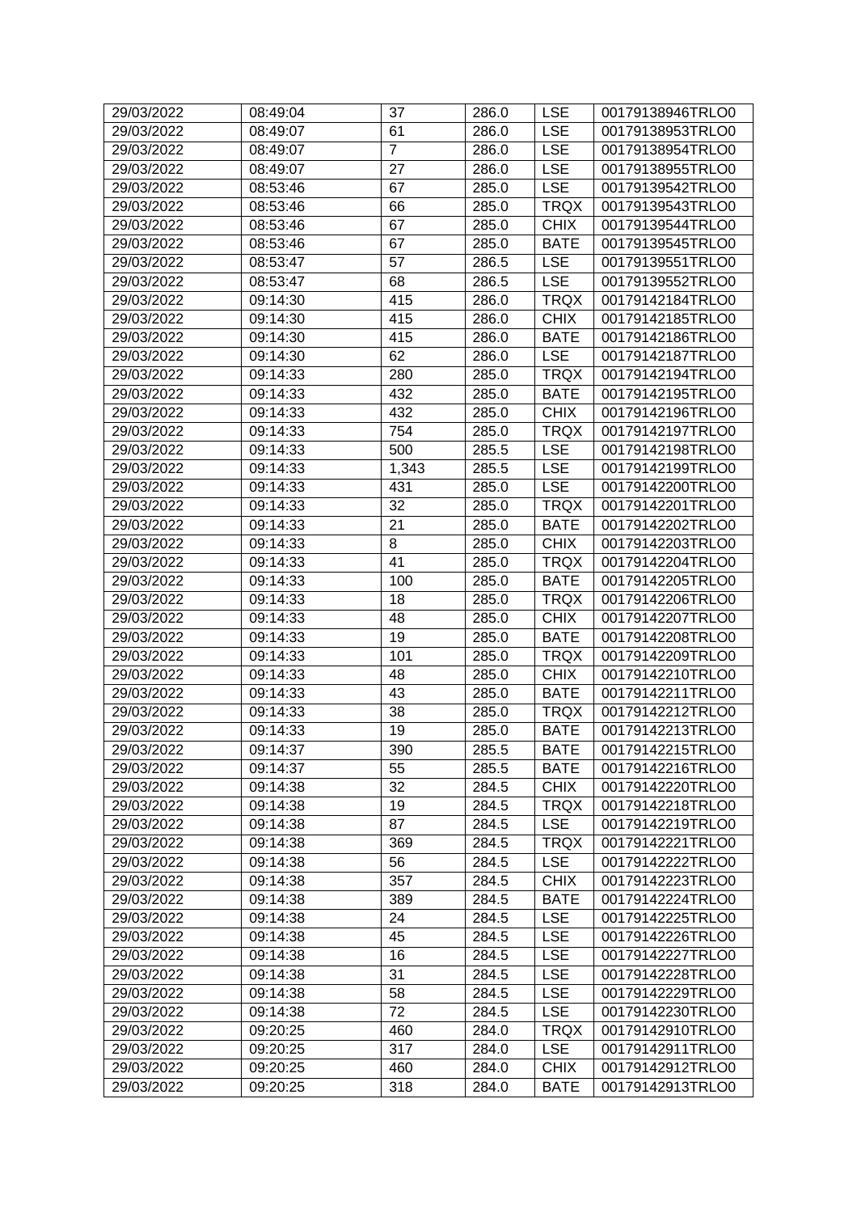| 29/03/2022 | 08:49:04 | 37 | 286.0 | LSE | 00179138946TRLO0 |
|---|---|---|---|---|---|
| 29/03/2022 | 08:49:07 | 61 | 286.0 | LSE | 00179138953TRLO0 |
| 29/03/2022 | 08:49:07 | 7 | 286.0 | LSE | 00179138954TRLO0 |
| 29/03/2022 | 08:49:07 | 27 | 286.0 | LSE | 00179138955TRLO0 |
| 29/03/2022 | 08:53:46 | 67 | 285.0 | LSE | 00179139542TRLO0 |
| 29/03/2022 | 08:53:46 | 66 | 285.0 | TRQX | 00179139543TRLO0 |
| 29/03/2022 | 08:53:46 | 67 | 285.0 | CHIX | 00179139544TRLO0 |
| 29/03/2022 | 08:53:46 | 67 | 285.0 | BATE | 00179139545TRLO0 |
| 29/03/2022 | 08:53:47 | 57 | 286.5 | LSE | 00179139551TRLO0 |
| 29/03/2022 | 08:53:47 | 68 | 286.5 | LSE | 00179139552TRLO0 |
| 29/03/2022 | 09:14:30 | 415 | 286.0 | TRQX | 00179142184TRLO0 |
| 29/03/2022 | 09:14:30 | 415 | 286.0 | CHIX | 00179142185TRLO0 |
| 29/03/2022 | 09:14:30 | 415 | 286.0 | BATE | 00179142186TRLO0 |
| 29/03/2022 | 09:14:30 | 62 | 286.0 | LSE | 00179142187TRLO0 |
| 29/03/2022 | 09:14:33 | 280 | 285.0 | TRQX | 00179142194TRLO0 |
| 29/03/2022 | 09:14:33 | 432 | 285.0 | BATE | 00179142195TRLO0 |
| 29/03/2022 | 09:14:33 | 432 | 285.0 | CHIX | 00179142196TRLO0 |
| 29/03/2022 | 09:14:33 | 754 | 285.0 | TRQX | 00179142197TRLO0 |
| 29/03/2022 | 09:14:33 | 500 | 285.5 | LSE | 00179142198TRLO0 |
| 29/03/2022 | 09:14:33 | 1,343 | 285.5 | LSE | 00179142199TRLO0 |
| 29/03/2022 | 09:14:33 | 431 | 285.0 | LSE | 00179142200TRLO0 |
| 29/03/2022 | 09:14:33 | 32 | 285.0 | TRQX | 00179142201TRLO0 |
| 29/03/2022 | 09:14:33 | 21 | 285.0 | BATE | 00179142202TRLO0 |
| 29/03/2022 | 09:14:33 | 8 | 285.0 | CHIX | 00179142203TRLO0 |
| 29/03/2022 | 09:14:33 | 41 | 285.0 | TRQX | 00179142204TRLO0 |
| 29/03/2022 | 09:14:33 | 100 | 285.0 | BATE | 00179142205TRLO0 |
| 29/03/2022 | 09:14:33 | 18 | 285.0 | TRQX | 00179142206TRLO0 |
| 29/03/2022 | 09:14:33 | 48 | 285.0 | CHIX | 00179142207TRLO0 |
| 29/03/2022 | 09:14:33 | 19 | 285.0 | BATE | 00179142208TRLO0 |
| 29/03/2022 | 09:14:33 | 101 | 285.0 | TRQX | 00179142209TRLO0 |
| 29/03/2022 | 09:14:33 | 48 | 285.0 | CHIX | 00179142210TRLO0 |
| 29/03/2022 | 09:14:33 | 43 | 285.0 | BATE | 00179142211TRLO0 |
| 29/03/2022 | 09:14:33 | 38 | 285.0 | TRQX | 00179142212TRLO0 |
| 29/03/2022 | 09:14:33 | 19 | 285.0 | BATE | 00179142213TRLO0 |
| 29/03/2022 | 09:14:37 | 390 | 285.5 | BATE | 00179142215TRLO0 |
| 29/03/2022 | 09:14:37 | 55 | 285.5 | BATE | 00179142216TRLO0 |
| 29/03/2022 | 09:14:38 | 32 | 284.5 | CHIX | 00179142220TRLO0 |
| 29/03/2022 | 09:14:38 | 19 | 284.5 | TRQX | 00179142218TRLO0 |
| 29/03/2022 | 09:14:38 | 87 | 284.5 | LSE | 00179142219TRLO0 |
| 29/03/2022 | 09:14:38 | 369 | 284.5 | TRQX | 00179142221TRLO0 |
| 29/03/2022 | 09:14:38 | 56 | 284.5 | LSE | 00179142222TRLO0 |
| 29/03/2022 | 09:14:38 | 357 | 284.5 | CHIX | 00179142223TRLO0 |
| 29/03/2022 | 09:14:38 | 389 | 284.5 | BATE | 00179142224TRLO0 |
| 29/03/2022 | 09:14:38 | 24 | 284.5 | LSE | 00179142225TRLO0 |
| 29/03/2022 | 09:14:38 | 45 | 284.5 | LSE | 00179142226TRLO0 |
| 29/03/2022 | 09:14:38 | 16 | 284.5 | LSE | 00179142227TRLO0 |
| 29/03/2022 | 09:14:38 | 31 | 284.5 | LSE | 00179142228TRLO0 |
| 29/03/2022 | 09:14:38 | 58 | 284.5 | LSE | 00179142229TRLO0 |
| 29/03/2022 | 09:14:38 | 72 | 284.5 | LSE | 00179142230TRLO0 |
| 29/03/2022 | 09:20:25 | 460 | 284.0 | TRQX | 00179142910TRLO0 |
| 29/03/2022 | 09:20:25 | 317 | 284.0 | LSE | 00179142911TRLO0 |
| 29/03/2022 | 09:20:25 | 460 | 284.0 | CHIX | 00179142912TRLO0 |
| 29/03/2022 | 09:20:25 | 318 | 284.0 | BATE | 00179142913TRLO0 |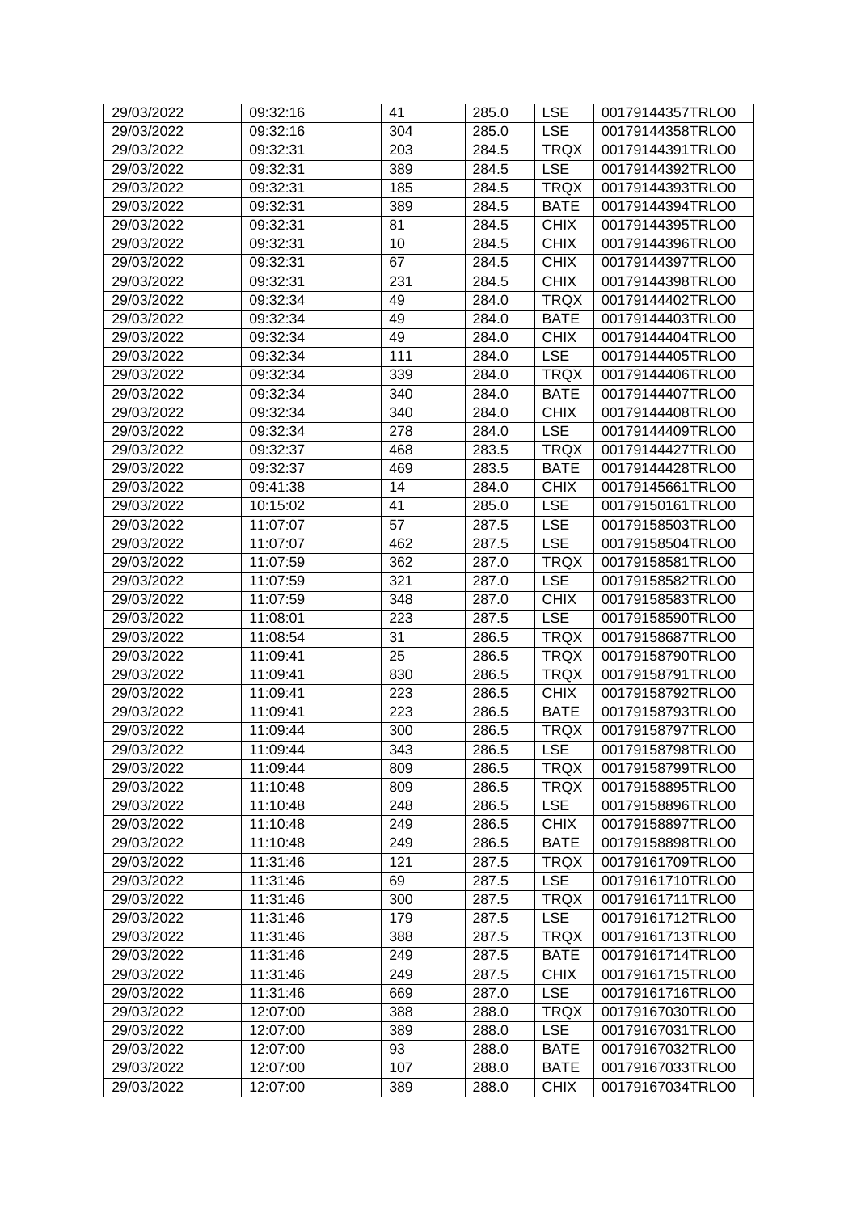| 29/03/2022 | 09:32:16 | 41 | 285.0 | LSE | 00179144357TRLO0 |
|---|---|---|---|---|---|
| 29/03/2022 | 09:32:16 | 304 | 285.0 | LSE | 00179144358TRLO0 |
| 29/03/2022 | 09:32:31 | 203 | 284.5 | TRQX | 00179144391TRLO0 |
| 29/03/2022 | 09:32:31 | 389 | 284.5 | LSE | 00179144392TRLO0 |
| 29/03/2022 | 09:32:31 | 185 | 284.5 | TRQX | 00179144393TRLO0 |
| 29/03/2022 | 09:32:31 | 389 | 284.5 | BATE | 00179144394TRLO0 |
| 29/03/2022 | 09:32:31 | 81 | 284.5 | CHIX | 00179144395TRLO0 |
| 29/03/2022 | 09:32:31 | 10 | 284.5 | CHIX | 00179144396TRLO0 |
| 29/03/2022 | 09:32:31 | 67 | 284.5 | CHIX | 00179144397TRLO0 |
| 29/03/2022 | 09:32:31 | 231 | 284.5 | CHIX | 00179144398TRLO0 |
| 29/03/2022 | 09:32:34 | 49 | 284.0 | TRQX | 00179144402TRLO0 |
| 29/03/2022 | 09:32:34 | 49 | 284.0 | BATE | 00179144403TRLO0 |
| 29/03/2022 | 09:32:34 | 49 | 284.0 | CHIX | 00179144404TRLO0 |
| 29/03/2022 | 09:32:34 | 111 | 284.0 | LSE | 00179144405TRLO0 |
| 29/03/2022 | 09:32:34 | 339 | 284.0 | TRQX | 00179144406TRLO0 |
| 29/03/2022 | 09:32:34 | 340 | 284.0 | BATE | 00179144407TRLO0 |
| 29/03/2022 | 09:32:34 | 340 | 284.0 | CHIX | 00179144408TRLO0 |
| 29/03/2022 | 09:32:34 | 278 | 284.0 | LSE | 00179144409TRLO0 |
| 29/03/2022 | 09:32:37 | 468 | 283.5 | TRQX | 00179144427TRLO0 |
| 29/03/2022 | 09:32:37 | 469 | 283.5 | BATE | 00179144428TRLO0 |
| 29/03/2022 | 09:41:38 | 14 | 284.0 | CHIX | 00179145661TRLO0 |
| 29/03/2022 | 10:15:02 | 41 | 285.0 | LSE | 00179150161TRLO0 |
| 29/03/2022 | 11:07:07 | 57 | 287.5 | LSE | 00179158503TRLO0 |
| 29/03/2022 | 11:07:07 | 462 | 287.5 | LSE | 00179158504TRLO0 |
| 29/03/2022 | 11:07:59 | 362 | 287.0 | TRQX | 00179158581TRLO0 |
| 29/03/2022 | 11:07:59 | 321 | 287.0 | LSE | 00179158582TRLO0 |
| 29/03/2022 | 11:07:59 | 348 | 287.0 | CHIX | 00179158583TRLO0 |
| 29/03/2022 | 11:08:01 | 223 | 287.5 | LSE | 00179158590TRLO0 |
| 29/03/2022 | 11:08:54 | 31 | 286.5 | TRQX | 00179158687TRLO0 |
| 29/03/2022 | 11:09:41 | 25 | 286.5 | TRQX | 00179158790TRLO0 |
| 29/03/2022 | 11:09:41 | 830 | 286.5 | TRQX | 00179158791TRLO0 |
| 29/03/2022 | 11:09:41 | 223 | 286.5 | CHIX | 00179158792TRLO0 |
| 29/03/2022 | 11:09:41 | 223 | 286.5 | BATE | 00179158793TRLO0 |
| 29/03/2022 | 11:09:44 | 300 | 286.5 | TRQX | 00179158797TRLO0 |
| 29/03/2022 | 11:09:44 | 343 | 286.5 | LSE | 00179158798TRLO0 |
| 29/03/2022 | 11:09:44 | 809 | 286.5 | TRQX | 00179158799TRLO0 |
| 29/03/2022 | 11:10:48 | 809 | 286.5 | TRQX | 00179158895TRLO0 |
| 29/03/2022 | 11:10:48 | 248 | 286.5 | LSE | 00179158896TRLO0 |
| 29/03/2022 | 11:10:48 | 249 | 286.5 | CHIX | 00179158897TRLO0 |
| 29/03/2022 | 11:10:48 | 249 | 286.5 | BATE | 00179158898TRLO0 |
| 29/03/2022 | 11:31:46 | 121 | 287.5 | TRQX | 00179161709TRLO0 |
| 29/03/2022 | 11:31:46 | 69 | 287.5 | LSE | 00179161710TRLO0 |
| 29/03/2022 | 11:31:46 | 300 | 287.5 | TRQX | 00179161711TRLO0 |
| 29/03/2022 | 11:31:46 | 179 | 287.5 | LSE | 00179161712TRLO0 |
| 29/03/2022 | 11:31:46 | 388 | 287.5 | TRQX | 00179161713TRLO0 |
| 29/03/2022 | 11:31:46 | 249 | 287.5 | BATE | 00179161714TRLO0 |
| 29/03/2022 | 11:31:46 | 249 | 287.5 | CHIX | 00179161715TRLO0 |
| 29/03/2022 | 11:31:46 | 669 | 287.0 | LSE | 00179161716TRLO0 |
| 29/03/2022 | 12:07:00 | 388 | 288.0 | TRQX | 00179167030TRLO0 |
| 29/03/2022 | 12:07:00 | 389 | 288.0 | LSE | 00179167031TRLO0 |
| 29/03/2022 | 12:07:00 | 93 | 288.0 | BATE | 00179167032TRLO0 |
| 29/03/2022 | 12:07:00 | 107 | 288.0 | BATE | 00179167033TRLO0 |
| 29/03/2022 | 12:07:00 | 389 | 288.0 | CHIX | 00179167034TRLO0 |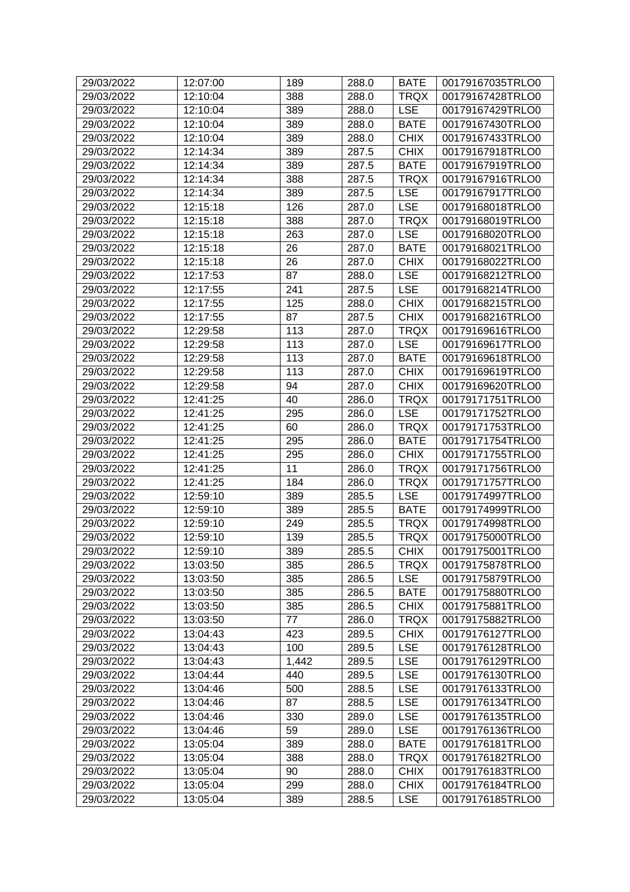| 29/03/2022 | 12:07:00 | 189 | 288.0 | BATE | 00179167035TRLO0 |
|---|---|---|---|---|---|
| 29/03/2022 | 12:10:04 | 388 | 288.0 | TRQX | 00179167428TRLO0 |
| 29/03/2022 | 12:10:04 | 389 | 288.0 | LSE | 00179167429TRLO0 |
| 29/03/2022 | 12:10:04 | 389 | 288.0 | BATE | 00179167430TRLO0 |
| 29/03/2022 | 12:10:04 | 389 | 288.0 | CHIX | 00179167433TRLO0 |
| 29/03/2022 | 12:14:34 | 389 | 287.5 | CHIX | 00179167918TRLO0 |
| 29/03/2022 | 12:14:34 | 389 | 287.5 | BATE | 00179167919TRLO0 |
| 29/03/2022 | 12:14:34 | 388 | 287.5 | TRQX | 00179167916TRLO0 |
| 29/03/2022 | 12:14:34 | 389 | 287.5 | LSE | 00179167917TRLO0 |
| 29/03/2022 | 12:15:18 | 126 | 287.0 | LSE | 00179168018TRLO0 |
| 29/03/2022 | 12:15:18 | 388 | 287.0 | TRQX | 00179168019TRLO0 |
| 29/03/2022 | 12:15:18 | 263 | 287.0 | LSE | 00179168020TRLO0 |
| 29/03/2022 | 12:15:18 | 26 | 287.0 | BATE | 00179168021TRLO0 |
| 29/03/2022 | 12:15:18 | 26 | 287.0 | CHIX | 00179168022TRLO0 |
| 29/03/2022 | 12:17:53 | 87 | 288.0 | LSE | 00179168212TRLO0 |
| 29/03/2022 | 12:17:55 | 241 | 287.5 | LSE | 00179168214TRLO0 |
| 29/03/2022 | 12:17:55 | 125 | 288.0 | CHIX | 00179168215TRLO0 |
| 29/03/2022 | 12:17:55 | 87 | 287.5 | CHIX | 00179168216TRLO0 |
| 29/03/2022 | 12:29:58 | 113 | 287.0 | TRQX | 00179169616TRLO0 |
| 29/03/2022 | 12:29:58 | 113 | 287.0 | LSE | 00179169617TRLO0 |
| 29/03/2022 | 12:29:58 | 113 | 287.0 | BATE | 00179169618TRLO0 |
| 29/03/2022 | 12:29:58 | 113 | 287.0 | CHIX | 00179169619TRLO0 |
| 29/03/2022 | 12:29:58 | 94 | 287.0 | CHIX | 00179169620TRLO0 |
| 29/03/2022 | 12:41:25 | 40 | 286.0 | TRQX | 00179171751TRLO0 |
| 29/03/2022 | 12:41:25 | 295 | 286.0 | LSE | 00179171752TRLO0 |
| 29/03/2022 | 12:41:25 | 60 | 286.0 | TRQX | 00179171753TRLO0 |
| 29/03/2022 | 12:41:25 | 295 | 286.0 | BATE | 00179171754TRLO0 |
| 29/03/2022 | 12:41:25 | 295 | 286.0 | CHIX | 00179171755TRLO0 |
| 29/03/2022 | 12:41:25 | 11 | 286.0 | TRQX | 00179171756TRLO0 |
| 29/03/2022 | 12:41:25 | 184 | 286.0 | TRQX | 00179171757TRLO0 |
| 29/03/2022 | 12:59:10 | 389 | 285.5 | LSE | 00179174997TRLO0 |
| 29/03/2022 | 12:59:10 | 389 | 285.5 | BATE | 00179174999TRLO0 |
| 29/03/2022 | 12:59:10 | 249 | 285.5 | TRQX | 00179174998TRLO0 |
| 29/03/2022 | 12:59:10 | 139 | 285.5 | TRQX | 00179175000TRLO0 |
| 29/03/2022 | 12:59:10 | 389 | 285.5 | CHIX | 00179175001TRLO0 |
| 29/03/2022 | 13:03:50 | 385 | 286.5 | TRQX | 00179175878TRLO0 |
| 29/03/2022 | 13:03:50 | 385 | 286.5 | LSE | 00179175879TRLO0 |
| 29/03/2022 | 13:03:50 | 385 | 286.5 | BATE | 00179175880TRLO0 |
| 29/03/2022 | 13:03:50 | 385 | 286.5 | CHIX | 00179175881TRLO0 |
| 29/03/2022 | 13:03:50 | 77 | 286.0 | TRQX | 00179175882TRLO0 |
| 29/03/2022 | 13:04:43 | 423 | 289.5 | CHIX | 00179176127TRLO0 |
| 29/03/2022 | 13:04:43 | 100 | 289.5 | LSE | 00179176128TRLO0 |
| 29/03/2022 | 13:04:43 | 1,442 | 289.5 | LSE | 00179176129TRLO0 |
| 29/03/2022 | 13:04:44 | 440 | 289.5 | LSE | 00179176130TRLO0 |
| 29/03/2022 | 13:04:46 | 500 | 288.5 | LSE | 00179176133TRLO0 |
| 29/03/2022 | 13:04:46 | 87 | 288.5 | LSE | 00179176134TRLO0 |
| 29/03/2022 | 13:04:46 | 330 | 289.0 | LSE | 00179176135TRLO0 |
| 29/03/2022 | 13:04:46 | 59 | 289.0 | LSE | 00179176136TRLO0 |
| 29/03/2022 | 13:05:04 | 389 | 288.0 | BATE | 00179176181TRLO0 |
| 29/03/2022 | 13:05:04 | 388 | 288.0 | TRQX | 00179176182TRLO0 |
| 29/03/2022 | 13:05:04 | 90 | 288.0 | CHIX | 00179176183TRLO0 |
| 29/03/2022 | 13:05:04 | 299 | 288.0 | CHIX | 00179176184TRLO0 |
| 29/03/2022 | 13:05:04 | 389 | 288.5 | LSE | 00179176185TRLO0 |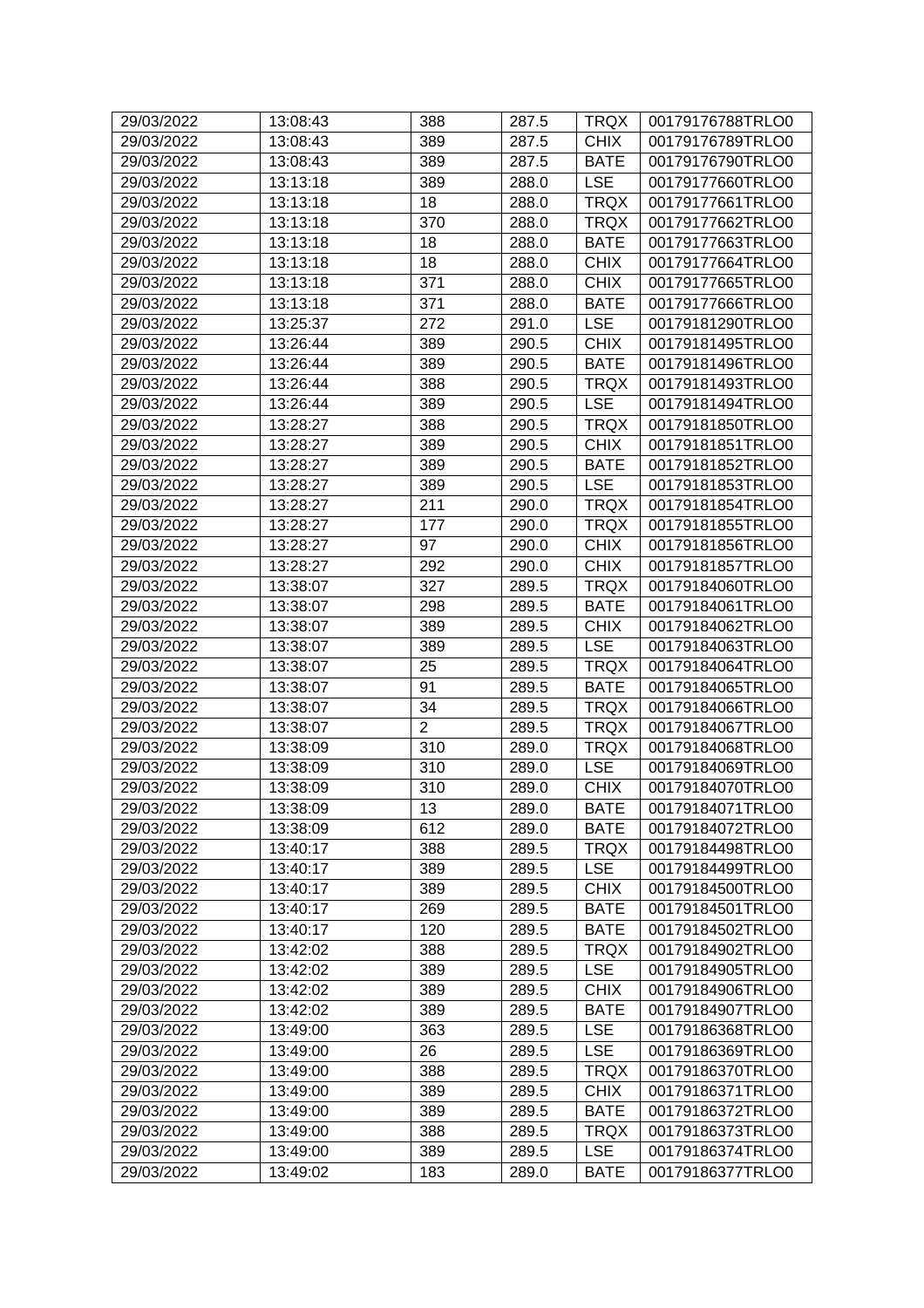| 29/03/2022 | 13:08:43 | 388 | 287.5 | TRQX | 00179176788TRLO0 |
|---|---|---|---|---|---|
| 29/03/2022 | 13:08:43 | 389 | 287.5 | CHIX | 00179176789TRLO0 |
| 29/03/2022 | 13:08:43 | 389 | 287.5 | BATE | 00179176790TRLO0 |
| 29/03/2022 | 13:13:18 | 389 | 288.0 | LSE | 00179177660TRLO0 |
| 29/03/2022 | 13:13:18 | 18 | 288.0 | TRQX | 00179177661TRLO0 |
| 29/03/2022 | 13:13:18 | 370 | 288.0 | TRQX | 00179177662TRLO0 |
| 29/03/2022 | 13:13:18 | 18 | 288.0 | BATE | 00179177663TRLO0 |
| 29/03/2022 | 13:13:18 | 18 | 288.0 | CHIX | 00179177664TRLO0 |
| 29/03/2022 | 13:13:18 | 371 | 288.0 | CHIX | 00179177665TRLO0 |
| 29/03/2022 | 13:13:18 | 371 | 288.0 | BATE | 00179177666TRLO0 |
| 29/03/2022 | 13:25:37 | 272 | 291.0 | LSE | 00179181290TRLO0 |
| 29/03/2022 | 13:26:44 | 389 | 290.5 | CHIX | 00179181495TRLO0 |
| 29/03/2022 | 13:26:44 | 389 | 290.5 | BATE | 00179181496TRLO0 |
| 29/03/2022 | 13:26:44 | 388 | 290.5 | TRQX | 00179181493TRLO0 |
| 29/03/2022 | 13:26:44 | 389 | 290.5 | LSE | 00179181494TRLO0 |
| 29/03/2022 | 13:28:27 | 388 | 290.5 | TRQX | 00179181850TRLO0 |
| 29/03/2022 | 13:28:27 | 389 | 290.5 | CHIX | 00179181851TRLO0 |
| 29/03/2022 | 13:28:27 | 389 | 290.5 | BATE | 00179181852TRLO0 |
| 29/03/2022 | 13:28:27 | 389 | 290.5 | LSE | 00179181853TRLO0 |
| 29/03/2022 | 13:28:27 | 211 | 290.0 | TRQX | 00179181854TRLO0 |
| 29/03/2022 | 13:28:27 | 177 | 290.0 | TRQX | 00179181855TRLO0 |
| 29/03/2022 | 13:28:27 | 97 | 290.0 | CHIX | 00179181856TRLO0 |
| 29/03/2022 | 13:28:27 | 292 | 290.0 | CHIX | 00179181857TRLO0 |
| 29/03/2022 | 13:38:07 | 327 | 289.5 | TRQX | 00179184060TRLO0 |
| 29/03/2022 | 13:38:07 | 298 | 289.5 | BATE | 00179184061TRLO0 |
| 29/03/2022 | 13:38:07 | 389 | 289.5 | CHIX | 00179184062TRLO0 |
| 29/03/2022 | 13:38:07 | 389 | 289.5 | LSE | 00179184063TRLO0 |
| 29/03/2022 | 13:38:07 | 25 | 289.5 | TRQX | 00179184064TRLO0 |
| 29/03/2022 | 13:38:07 | 91 | 289.5 | BATE | 00179184065TRLO0 |
| 29/03/2022 | 13:38:07 | 34 | 289.5 | TRQX | 00179184066TRLO0 |
| 29/03/2022 | 13:38:07 | 2 | 289.5 | TRQX | 00179184067TRLO0 |
| 29/03/2022 | 13:38:09 | 310 | 289.0 | TRQX | 00179184068TRLO0 |
| 29/03/2022 | 13:38:09 | 310 | 289.0 | LSE | 00179184069TRLO0 |
| 29/03/2022 | 13:38:09 | 310 | 289.0 | CHIX | 00179184070TRLO0 |
| 29/03/2022 | 13:38:09 | 13 | 289.0 | BATE | 00179184071TRLO0 |
| 29/03/2022 | 13:38:09 | 612 | 289.0 | BATE | 00179184072TRLO0 |
| 29/03/2022 | 13:40:17 | 388 | 289.5 | TRQX | 00179184498TRLO0 |
| 29/03/2022 | 13:40:17 | 389 | 289.5 | LSE | 00179184499TRLO0 |
| 29/03/2022 | 13:40:17 | 389 | 289.5 | CHIX | 00179184500TRLO0 |
| 29/03/2022 | 13:40:17 | 269 | 289.5 | BATE | 00179184501TRLO0 |
| 29/03/2022 | 13:40:17 | 120 | 289.5 | BATE | 00179184502TRLO0 |
| 29/03/2022 | 13:42:02 | 388 | 289.5 | TRQX | 00179184902TRLO0 |
| 29/03/2022 | 13:42:02 | 389 | 289.5 | LSE | 00179184905TRLO0 |
| 29/03/2022 | 13:42:02 | 389 | 289.5 | CHIX | 00179184906TRLO0 |
| 29/03/2022 | 13:42:02 | 389 | 289.5 | BATE | 00179184907TRLO0 |
| 29/03/2022 | 13:49:00 | 363 | 289.5 | LSE | 00179186368TRLO0 |
| 29/03/2022 | 13:49:00 | 26 | 289.5 | LSE | 00179186369TRLO0 |
| 29/03/2022 | 13:49:00 | 388 | 289.5 | TRQX | 00179186370TRLO0 |
| 29/03/2022 | 13:49:00 | 389 | 289.5 | CHIX | 00179186371TRLO0 |
| 29/03/2022 | 13:49:00 | 389 | 289.5 | BATE | 00179186372TRLO0 |
| 29/03/2022 | 13:49:00 | 388 | 289.5 | TRQX | 00179186373TRLO0 |
| 29/03/2022 | 13:49:00 | 389 | 289.5 | LSE | 00179186374TRLO0 |
| 29/03/2022 | 13:49:02 | 183 | 289.0 | BATE | 00179186377TRLO0 |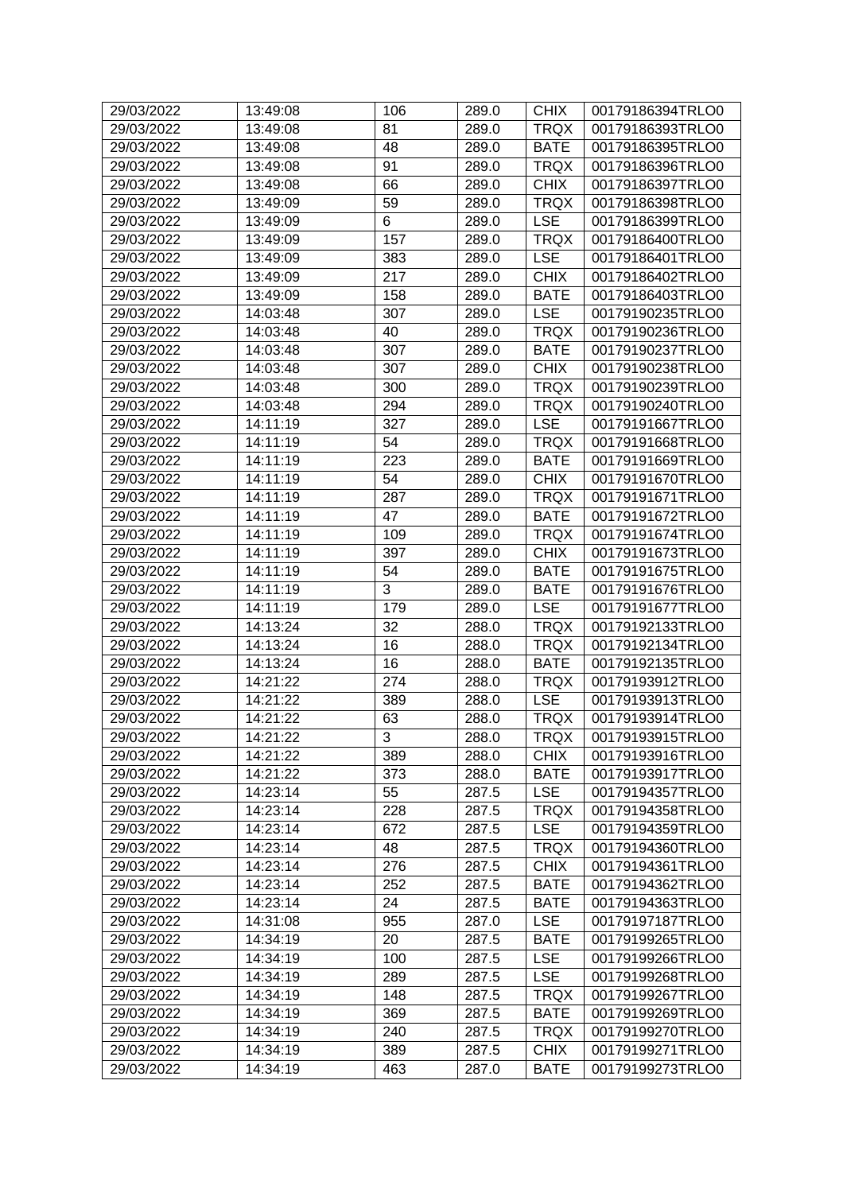| 29/03/2022 | 13:49:08 | 106 | 289.0 | CHIX | 00179186394TRLO0 |
|---|---|---|---|---|---|
| 29/03/2022 | 13:49:08 | 81 | 289.0 | TRQX | 00179186393TRLO0 |
| 29/03/2022 | 13:49:08 | 48 | 289.0 | BATE | 00179186395TRLO0 |
| 29/03/2022 | 13:49:08 | 91 | 289.0 | TRQX | 00179186396TRLO0 |
| 29/03/2022 | 13:49:08 | 66 | 289.0 | CHIX | 00179186397TRLO0 |
| 29/03/2022 | 13:49:09 | 59 | 289.0 | TRQX | 00179186398TRLO0 |
| 29/03/2022 | 13:49:09 | 6 | 289.0 | LSE | 00179186399TRLO0 |
| 29/03/2022 | 13:49:09 | 157 | 289.0 | TRQX | 00179186400TRLO0 |
| 29/03/2022 | 13:49:09 | 383 | 289.0 | LSE | 00179186401TRLO0 |
| 29/03/2022 | 13:49:09 | 217 | 289.0 | CHIX | 00179186402TRLO0 |
| 29/03/2022 | 13:49:09 | 158 | 289.0 | BATE | 00179186403TRLO0 |
| 29/03/2022 | 14:03:48 | 307 | 289.0 | LSE | 00179190235TRLO0 |
| 29/03/2022 | 14:03:48 | 40 | 289.0 | TRQX | 00179190236TRLO0 |
| 29/03/2022 | 14:03:48 | 307 | 289.0 | BATE | 00179190237TRLO0 |
| 29/03/2022 | 14:03:48 | 307 | 289.0 | CHIX | 00179190238TRLO0 |
| 29/03/2022 | 14:03:48 | 300 | 289.0 | TRQX | 00179190239TRLO0 |
| 29/03/2022 | 14:03:48 | 294 | 289.0 | TRQX | 00179190240TRLO0 |
| 29/03/2022 | 14:11:19 | 327 | 289.0 | LSE | 00179191667TRLO0 |
| 29/03/2022 | 14:11:19 | 54 | 289.0 | TRQX | 00179191668TRLO0 |
| 29/03/2022 | 14:11:19 | 223 | 289.0 | BATE | 00179191669TRLO0 |
| 29/03/2022 | 14:11:19 | 54 | 289.0 | CHIX | 00179191670TRLO0 |
| 29/03/2022 | 14:11:19 | 287 | 289.0 | TRQX | 00179191671TRLO0 |
| 29/03/2022 | 14:11:19 | 47 | 289.0 | BATE | 00179191672TRLO0 |
| 29/03/2022 | 14:11:19 | 109 | 289.0 | TRQX | 00179191674TRLO0 |
| 29/03/2022 | 14:11:19 | 397 | 289.0 | CHIX | 00179191673TRLO0 |
| 29/03/2022 | 14:11:19 | 54 | 289.0 | BATE | 00179191675TRLO0 |
| 29/03/2022 | 14:11:19 | 3 | 289.0 | BATE | 00179191676TRLO0 |
| 29/03/2022 | 14:11:19 | 179 | 289.0 | LSE | 00179191677TRLO0 |
| 29/03/2022 | 14:13:24 | 32 | 288.0 | TRQX | 00179192133TRLO0 |
| 29/03/2022 | 14:13:24 | 16 | 288.0 | TRQX | 00179192134TRLO0 |
| 29/03/2022 | 14:13:24 | 16 | 288.0 | BATE | 00179192135TRLO0 |
| 29/03/2022 | 14:21:22 | 274 | 288.0 | TRQX | 00179193912TRLO0 |
| 29/03/2022 | 14:21:22 | 389 | 288.0 | LSE | 00179193913TRLO0 |
| 29/03/2022 | 14:21:22 | 63 | 288.0 | TRQX | 00179193914TRLO0 |
| 29/03/2022 | 14:21:22 | 3 | 288.0 | TRQX | 00179193915TRLO0 |
| 29/03/2022 | 14:21:22 | 389 | 288.0 | CHIX | 00179193916TRLO0 |
| 29/03/2022 | 14:21:22 | 373 | 288.0 | BATE | 00179193917TRLO0 |
| 29/03/2022 | 14:23:14 | 55 | 287.5 | LSE | 00179194357TRLO0 |
| 29/03/2022 | 14:23:14 | 228 | 287.5 | TRQX | 00179194358TRLO0 |
| 29/03/2022 | 14:23:14 | 672 | 287.5 | LSE | 00179194359TRLO0 |
| 29/03/2022 | 14:23:14 | 48 | 287.5 | TRQX | 00179194360TRLO0 |
| 29/03/2022 | 14:23:14 | 276 | 287.5 | CHIX | 00179194361TRLO0 |
| 29/03/2022 | 14:23:14 | 252 | 287.5 | BATE | 00179194362TRLO0 |
| 29/03/2022 | 14:23:14 | 24 | 287.5 | BATE | 00179194363TRLO0 |
| 29/03/2022 | 14:31:08 | 955 | 287.0 | LSE | 00179197187TRLO0 |
| 29/03/2022 | 14:34:19 | 20 | 287.5 | BATE | 00179199265TRLO0 |
| 29/03/2022 | 14:34:19 | 100 | 287.5 | LSE | 00179199266TRLO0 |
| 29/03/2022 | 14:34:19 | 289 | 287.5 | LSE | 00179199268TRLO0 |
| 29/03/2022 | 14:34:19 | 148 | 287.5 | TRQX | 00179199267TRLO0 |
| 29/03/2022 | 14:34:19 | 369 | 287.5 | BATE | 00179199269TRLO0 |
| 29/03/2022 | 14:34:19 | 240 | 287.5 | TRQX | 00179199270TRLO0 |
| 29/03/2022 | 14:34:19 | 389 | 287.5 | CHIX | 00179199271TRLO0 |
| 29/03/2022 | 14:34:19 | 463 | 287.0 | BATE | 00179199273TRLO0 |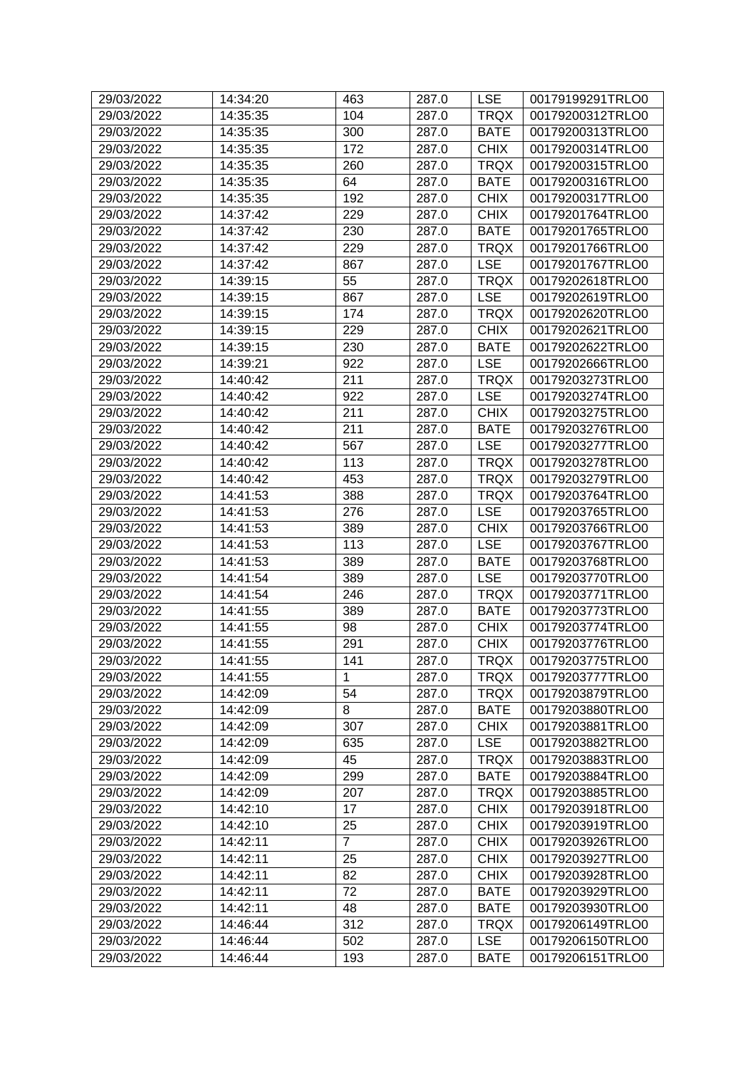| 29/03/2022 | 14:34:20 | 463 | 287.0 | LSE | 00179199291TRLO0 |
|---|---|---|---|---|---|
| 29/03/2022 | 14:35:35 | 104 | 287.0 | TRQX | 00179200312TRLO0 |
| 29/03/2022 | 14:35:35 | 300 | 287.0 | BATE | 00179200313TRLO0 |
| 29/03/2022 | 14:35:35 | 172 | 287.0 | CHIX | 00179200314TRLO0 |
| 29/03/2022 | 14:35:35 | 260 | 287.0 | TRQX | 00179200315TRLO0 |
| 29/03/2022 | 14:35:35 | 64 | 287.0 | BATE | 00179200316TRLO0 |
| 29/03/2022 | 14:35:35 | 192 | 287.0 | CHIX | 00179200317TRLO0 |
| 29/03/2022 | 14:37:42 | 229 | 287.0 | CHIX | 00179201764TRLO0 |
| 29/03/2022 | 14:37:42 | 230 | 287.0 | BATE | 00179201765TRLO0 |
| 29/03/2022 | 14:37:42 | 229 | 287.0 | TRQX | 00179201766TRLO0 |
| 29/03/2022 | 14:37:42 | 867 | 287.0 | LSE | 00179201767TRLO0 |
| 29/03/2022 | 14:39:15 | 55 | 287.0 | TRQX | 00179202618TRLO0 |
| 29/03/2022 | 14:39:15 | 867 | 287.0 | LSE | 00179202619TRLO0 |
| 29/03/2022 | 14:39:15 | 174 | 287.0 | TRQX | 00179202620TRLO0 |
| 29/03/2022 | 14:39:15 | 229 | 287.0 | CHIX | 00179202621TRLO0 |
| 29/03/2022 | 14:39:15 | 230 | 287.0 | BATE | 00179202622TRLO0 |
| 29/03/2022 | 14:39:21 | 922 | 287.0 | LSE | 00179202666TRLO0 |
| 29/03/2022 | 14:40:42 | 211 | 287.0 | TRQX | 00179203273TRLO0 |
| 29/03/2022 | 14:40:42 | 922 | 287.0 | LSE | 00179203274TRLO0 |
| 29/03/2022 | 14:40:42 | 211 | 287.0 | CHIX | 00179203275TRLO0 |
| 29/03/2022 | 14:40:42 | 211 | 287.0 | BATE | 00179203276TRLO0 |
| 29/03/2022 | 14:40:42 | 567 | 287.0 | LSE | 00179203277TRLO0 |
| 29/03/2022 | 14:40:42 | 113 | 287.0 | TRQX | 00179203278TRLO0 |
| 29/03/2022 | 14:40:42 | 453 | 287.0 | TRQX | 00179203279TRLO0 |
| 29/03/2022 | 14:41:53 | 388 | 287.0 | TRQX | 00179203764TRLO0 |
| 29/03/2022 | 14:41:53 | 276 | 287.0 | LSE | 00179203765TRLO0 |
| 29/03/2022 | 14:41:53 | 389 | 287.0 | CHIX | 00179203766TRLO0 |
| 29/03/2022 | 14:41:53 | 113 | 287.0 | LSE | 00179203767TRLO0 |
| 29/03/2022 | 14:41:53 | 389 | 287.0 | BATE | 00179203768TRLO0 |
| 29/03/2022 | 14:41:54 | 389 | 287.0 | LSE | 00179203770TRLO0 |
| 29/03/2022 | 14:41:54 | 246 | 287.0 | TRQX | 00179203771TRLO0 |
| 29/03/2022 | 14:41:55 | 389 | 287.0 | BATE | 00179203773TRLO0 |
| 29/03/2022 | 14:41:55 | 98 | 287.0 | CHIX | 00179203774TRLO0 |
| 29/03/2022 | 14:41:55 | 291 | 287.0 | CHIX | 00179203776TRLO0 |
| 29/03/2022 | 14:41:55 | 141 | 287.0 | TRQX | 00179203775TRLO0 |
| 29/03/2022 | 14:41:55 | 1 | 287.0 | TRQX | 00179203777TRLO0 |
| 29/03/2022 | 14:42:09 | 54 | 287.0 | TRQX | 00179203879TRLO0 |
| 29/03/2022 | 14:42:09 | 8 | 287.0 | BATE | 00179203880TRLO0 |
| 29/03/2022 | 14:42:09 | 307 | 287.0 | CHIX | 00179203881TRLO0 |
| 29/03/2022 | 14:42:09 | 635 | 287.0 | LSE | 00179203882TRLO0 |
| 29/03/2022 | 14:42:09 | 45 | 287.0 | TRQX | 00179203883TRLO0 |
| 29/03/2022 | 14:42:09 | 299 | 287.0 | BATE | 00179203884TRLO0 |
| 29/03/2022 | 14:42:09 | 207 | 287.0 | TRQX | 00179203885TRLO0 |
| 29/03/2022 | 14:42:10 | 17 | 287.0 | CHIX | 00179203918TRLO0 |
| 29/03/2022 | 14:42:10 | 25 | 287.0 | CHIX | 00179203919TRLO0 |
| 29/03/2022 | 14:42:11 | 7 | 287.0 | CHIX | 00179203926TRLO0 |
| 29/03/2022 | 14:42:11 | 25 | 287.0 | CHIX | 00179203927TRLO0 |
| 29/03/2022 | 14:42:11 | 82 | 287.0 | CHIX | 00179203928TRLO0 |
| 29/03/2022 | 14:42:11 | 72 | 287.0 | BATE | 00179203929TRLO0 |
| 29/03/2022 | 14:42:11 | 48 | 287.0 | BATE | 00179203930TRLO0 |
| 29/03/2022 | 14:46:44 | 312 | 287.0 | TRQX | 00179206149TRLO0 |
| 29/03/2022 | 14:46:44 | 502 | 287.0 | LSE | 00179206150TRLO0 |
| 29/03/2022 | 14:46:44 | 193 | 287.0 | BATE | 00179206151TRLO0 |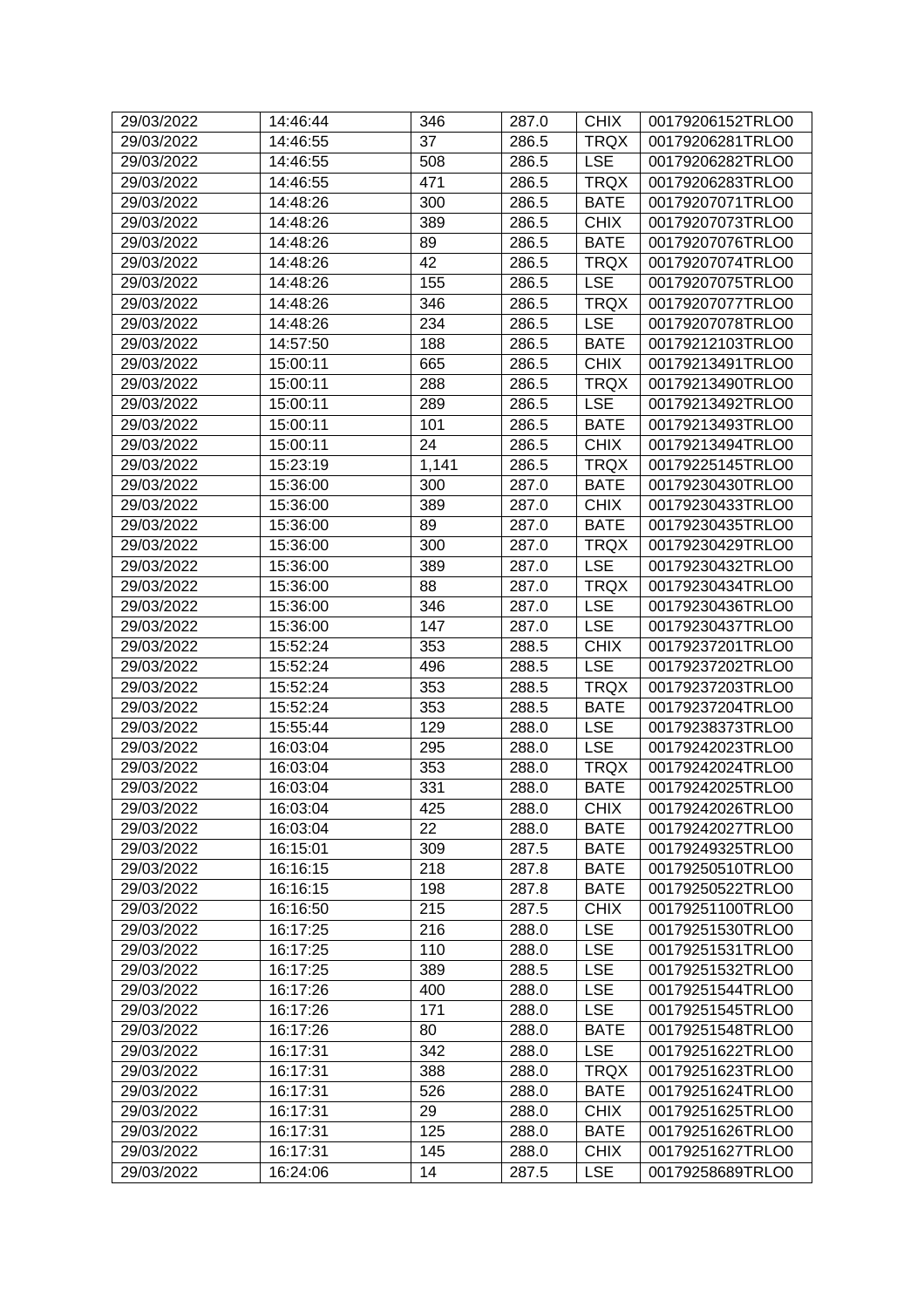| 29/03/2022 | 14:46:44 | 346 | 287.0 | CHIX | 00179206152TRLO0 |
|---|---|---|---|---|---|
| 29/03/2022 | 14:46:55 | 37 | 286.5 | TRQX | 00179206281TRLO0 |
| 29/03/2022 | 14:46:55 | 508 | 286.5 | LSE | 00179206282TRLO0 |
| 29/03/2022 | 14:46:55 | 471 | 286.5 | TRQX | 00179206283TRLO0 |
| 29/03/2022 | 14:48:26 | 300 | 286.5 | BATE | 00179207071TRLO0 |
| 29/03/2022 | 14:48:26 | 389 | 286.5 | CHIX | 00179207073TRLO0 |
| 29/03/2022 | 14:48:26 | 89 | 286.5 | BATE | 00179207076TRLO0 |
| 29/03/2022 | 14:48:26 | 42 | 286.5 | TRQX | 00179207074TRLO0 |
| 29/03/2022 | 14:48:26 | 155 | 286.5 | LSE | 00179207075TRLO0 |
| 29/03/2022 | 14:48:26 | 346 | 286.5 | TRQX | 00179207077TRLO0 |
| 29/03/2022 | 14:48:26 | 234 | 286.5 | LSE | 00179207078TRLO0 |
| 29/03/2022 | 14:57:50 | 188 | 286.5 | BATE | 00179212103TRLO0 |
| 29/03/2022 | 15:00:11 | 665 | 286.5 | CHIX | 00179213491TRLO0 |
| 29/03/2022 | 15:00:11 | 288 | 286.5 | TRQX | 00179213490TRLO0 |
| 29/03/2022 | 15:00:11 | 289 | 286.5 | LSE | 00179213492TRLO0 |
| 29/03/2022 | 15:00:11 | 101 | 286.5 | BATE | 00179213493TRLO0 |
| 29/03/2022 | 15:00:11 | 24 | 286.5 | CHIX | 00179213494TRLO0 |
| 29/03/2022 | 15:23:19 | 1,141 | 286.5 | TRQX | 00179225145TRLO0 |
| 29/03/2022 | 15:36:00 | 300 | 287.0 | BATE | 00179230430TRLO0 |
| 29/03/2022 | 15:36:00 | 389 | 287.0 | CHIX | 00179230433TRLO0 |
| 29/03/2022 | 15:36:00 | 89 | 287.0 | BATE | 00179230435TRLO0 |
| 29/03/2022 | 15:36:00 | 300 | 287.0 | TRQX | 00179230429TRLO0 |
| 29/03/2022 | 15:36:00 | 389 | 287.0 | LSE | 00179230432TRLO0 |
| 29/03/2022 | 15:36:00 | 88 | 287.0 | TRQX | 00179230434TRLO0 |
| 29/03/2022 | 15:36:00 | 346 | 287.0 | LSE | 00179230436TRLO0 |
| 29/03/2022 | 15:36:00 | 147 | 287.0 | LSE | 00179230437TRLO0 |
| 29/03/2022 | 15:52:24 | 353 | 288.5 | CHIX | 00179237201TRLO0 |
| 29/03/2022 | 15:52:24 | 496 | 288.5 | LSE | 00179237202TRLO0 |
| 29/03/2022 | 15:52:24 | 353 | 288.5 | TRQX | 00179237203TRLO0 |
| 29/03/2022 | 15:52:24 | 353 | 288.5 | BATE | 00179237204TRLO0 |
| 29/03/2022 | 15:55:44 | 129 | 288.0 | LSE | 00179238373TRLO0 |
| 29/03/2022 | 16:03:04 | 295 | 288.0 | LSE | 00179242023TRLO0 |
| 29/03/2022 | 16:03:04 | 353 | 288.0 | TRQX | 00179242024TRLO0 |
| 29/03/2022 | 16:03:04 | 331 | 288.0 | BATE | 00179242025TRLO0 |
| 29/03/2022 | 16:03:04 | 425 | 288.0 | CHIX | 00179242026TRLO0 |
| 29/03/2022 | 16:03:04 | 22 | 288.0 | BATE | 00179242027TRLO0 |
| 29/03/2022 | 16:15:01 | 309 | 287.5 | BATE | 00179249325TRLO0 |
| 29/03/2022 | 16:16:15 | 218 | 287.8 | BATE | 00179250510TRLO0 |
| 29/03/2022 | 16:16:15 | 198 | 287.8 | BATE | 00179250522TRLO0 |
| 29/03/2022 | 16:16:50 | 215 | 287.5 | CHIX | 00179251100TRLO0 |
| 29/03/2022 | 16:17:25 | 216 | 288.0 | LSE | 00179251530TRLO0 |
| 29/03/2022 | 16:17:25 | 110 | 288.0 | LSE | 00179251531TRLO0 |
| 29/03/2022 | 16:17:25 | 389 | 288.5 | LSE | 00179251532TRLO0 |
| 29/03/2022 | 16:17:26 | 400 | 288.0 | LSE | 00179251544TRLO0 |
| 29/03/2022 | 16:17:26 | 171 | 288.0 | LSE | 00179251545TRLO0 |
| 29/03/2022 | 16:17:26 | 80 | 288.0 | BATE | 00179251548TRLO0 |
| 29/03/2022 | 16:17:31 | 342 | 288.0 | LSE | 00179251622TRLO0 |
| 29/03/2022 | 16:17:31 | 388 | 288.0 | TRQX | 00179251623TRLO0 |
| 29/03/2022 | 16:17:31 | 526 | 288.0 | BATE | 00179251624TRLO0 |
| 29/03/2022 | 16:17:31 | 29 | 288.0 | CHIX | 00179251625TRLO0 |
| 29/03/2022 | 16:17:31 | 125 | 288.0 | BATE | 00179251626TRLO0 |
| 29/03/2022 | 16:17:31 | 145 | 288.0 | CHIX | 00179251627TRLO0 |
| 29/03/2022 | 16:24:06 | 14 | 287.5 | LSE | 00179258689TRLO0 |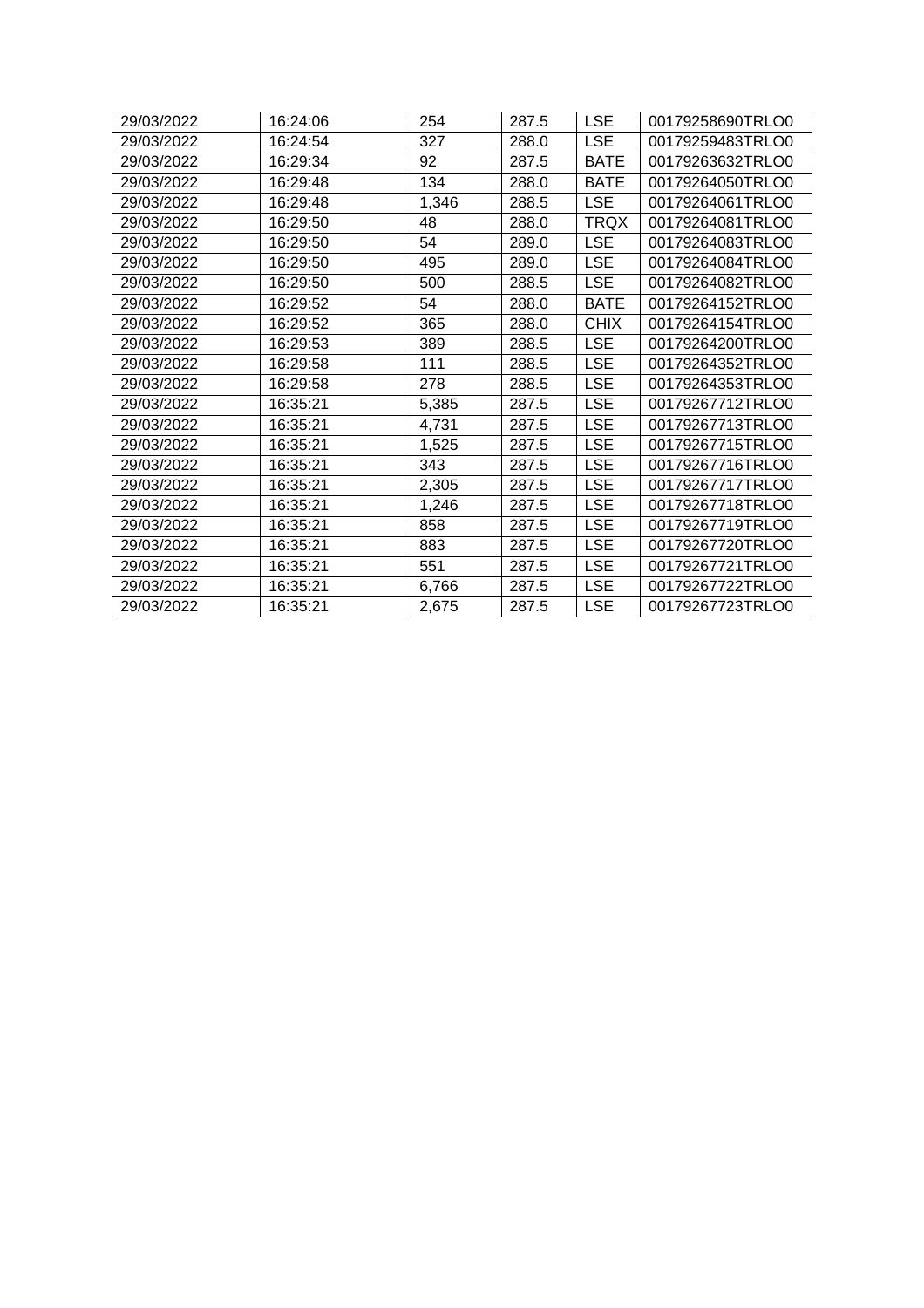| | | | | | |
|---|---|---|---|---|---|
| 29/03/2022 | 16:24:06 | 254 | 287.5 | LSE | 00179258690TRLO0 |
| 29/03/2022 | 16:24:54 | 327 | 288.0 | LSE | 00179259483TRLO0 |
| 29/03/2022 | 16:29:34 | 92 | 287.5 | BATE | 00179263632TRLO0 |
| 29/03/2022 | 16:29:48 | 134 | 288.0 | BATE | 00179264050TRLO0 |
| 29/03/2022 | 16:29:48 | 1,346 | 288.5 | LSE | 00179264061TRLO0 |
| 29/03/2022 | 16:29:50 | 48 | 288.0 | TRQX | 00179264081TRLO0 |
| 29/03/2022 | 16:29:50 | 54 | 289.0 | LSE | 00179264083TRLO0 |
| 29/03/2022 | 16:29:50 | 495 | 289.0 | LSE | 00179264084TRLO0 |
| 29/03/2022 | 16:29:50 | 500 | 288.5 | LSE | 00179264082TRLO0 |
| 29/03/2022 | 16:29:52 | 54 | 288.0 | BATE | 00179264152TRLO0 |
| 29/03/2022 | 16:29:52 | 365 | 288.0 | CHIX | 00179264154TRLO0 |
| 29/03/2022 | 16:29:53 | 389 | 288.5 | LSE | 00179264200TRLO0 |
| 29/03/2022 | 16:29:58 | 111 | 288.5 | LSE | 00179264352TRLO0 |
| 29/03/2022 | 16:29:58 | 278 | 288.5 | LSE | 00179264353TRLO0 |
| 29/03/2022 | 16:35:21 | 5,385 | 287.5 | LSE | 00179267712TRLO0 |
| 29/03/2022 | 16:35:21 | 4,731 | 287.5 | LSE | 00179267713TRLO0 |
| 29/03/2022 | 16:35:21 | 1,525 | 287.5 | LSE | 00179267715TRLO0 |
| 29/03/2022 | 16:35:21 | 343 | 287.5 | LSE | 00179267716TRLO0 |
| 29/03/2022 | 16:35:21 | 2,305 | 287.5 | LSE | 00179267717TRLO0 |
| 29/03/2022 | 16:35:21 | 1,246 | 287.5 | LSE | 00179267718TRLO0 |
| 29/03/2022 | 16:35:21 | 858 | 287.5 | LSE | 00179267719TRLO0 |
| 29/03/2022 | 16:35:21 | 883 | 287.5 | LSE | 00179267720TRLO0 |
| 29/03/2022 | 16:35:21 | 551 | 287.5 | LSE | 00179267721TRLO0 |
| 29/03/2022 | 16:35:21 | 6,766 | 287.5 | LSE | 00179267722TRLO0 |
| 29/03/2022 | 16:35:21 | 2,675 | 287.5 | LSE | 00179267723TRLO0 |